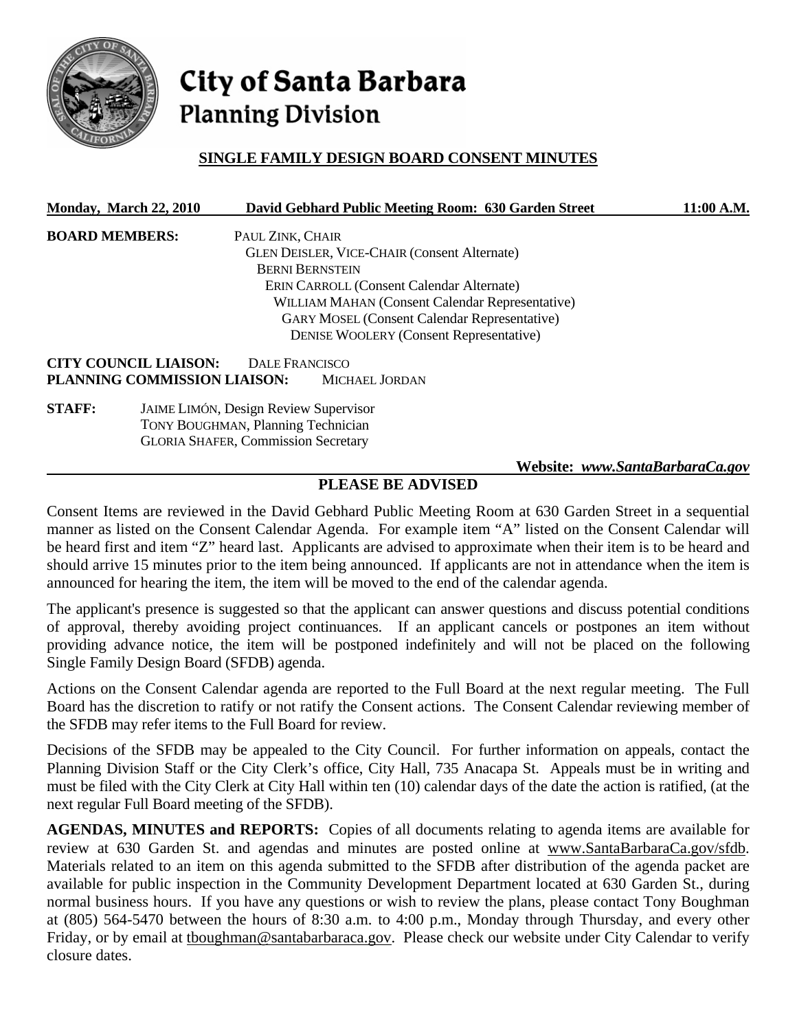# City of Santa Barbara
## Planning Division

**SINGLE FAMILY DESIGN BOARD CONSENT MINUTES**

**Monday, March 22, 2010** **David Gebhard Public Meeting Room: 630 Garden Street** **11:00 A.M.**

**BOARD MEMBERS:**
PAUL ZINK, CHAIR
GLEN DEISLER, VICE-CHAIR (Consent Alternate)
BERNI BERNSTEIN
ERIN CARROLL (Consent Calendar Alternate)
WILLIAM MAHAN (Consent Calendar Representative)
GARY MOSEL (Consent Calendar Representative)
DENISE WOOLERY (Consent Representative)

**CITY COUNCIL LIAISON:** DALE FRANCISCO
**PLANNING COMMISSION LIAISON:** MICHAEL JORDAN

**STAFF:**
JAIME LIMÓN, Design Review Supervisor
TONY BOUGHMAN, Planning Technician
GLORIA SHAFER, Commission Secretary

**Website:** ***www.SantaBarbaraCa.gov***

**PLEASE BE ADVISED**

Consent Items are reviewed in the David Gebhard Public Meeting Room at 630 Garden Street in a sequential manner as listed on the Consent Calendar Agenda. For example item "A" listed on the Consent Calendar will be heard first and item "Z" heard last. Applicants are advised to approximate when their item is to be heard and should arrive 15 minutes prior to the item being announced. If applicants are not in attendance when the item is announced for hearing the item, the item will be moved to the end of the calendar agenda.

The applicant's presence is suggested so that the applicant can answer questions and discuss potential conditions of approval, thereby avoiding project continuances. If an applicant cancels or postpones an item without providing advance notice, the item will be postponed indefinitely and will not be placed on the following Single Family Design Board (SFDB) agenda.

Actions on the Consent Calendar agenda are reported to the Full Board at the next regular meeting. The Full Board has the discretion to ratify or not ratify the Consent actions. The Consent Calendar reviewing member of the SFDB may refer items to the Full Board for review.

Decisions of the SFDB may be appealed to the City Council. For further information on appeals, contact the Planning Division Staff or the City Clerk's office, City Hall, 735 Anacapa St. Appeals must be in writing and must be filed with the City Clerk at City Hall within ten (10) calendar days of the date the action is ratified, (at the next regular Full Board meeting of the SFDB).

**AGENDAS, MINUTES and REPORTS:** Copies of all documents relating to agenda items are available for review at 630 Garden St. and agendas and minutes are posted online at www.SantaBarbaraCa.gov/sfdb. Materials related to an item on this agenda submitted to the SFDB after distribution of the agenda packet are available for public inspection in the Community Development Department located at 630 Garden St., during normal business hours. If you have any questions or wish to review the plans, please contact Tony Boughman at (805) 564-5470 between the hours of 8:30 a.m. to 4:00 p.m., Monday through Thursday, and every other Friday, or by email at tboughman@santabarbaraca.gov. Please check our website under City Calendar to verify closure dates.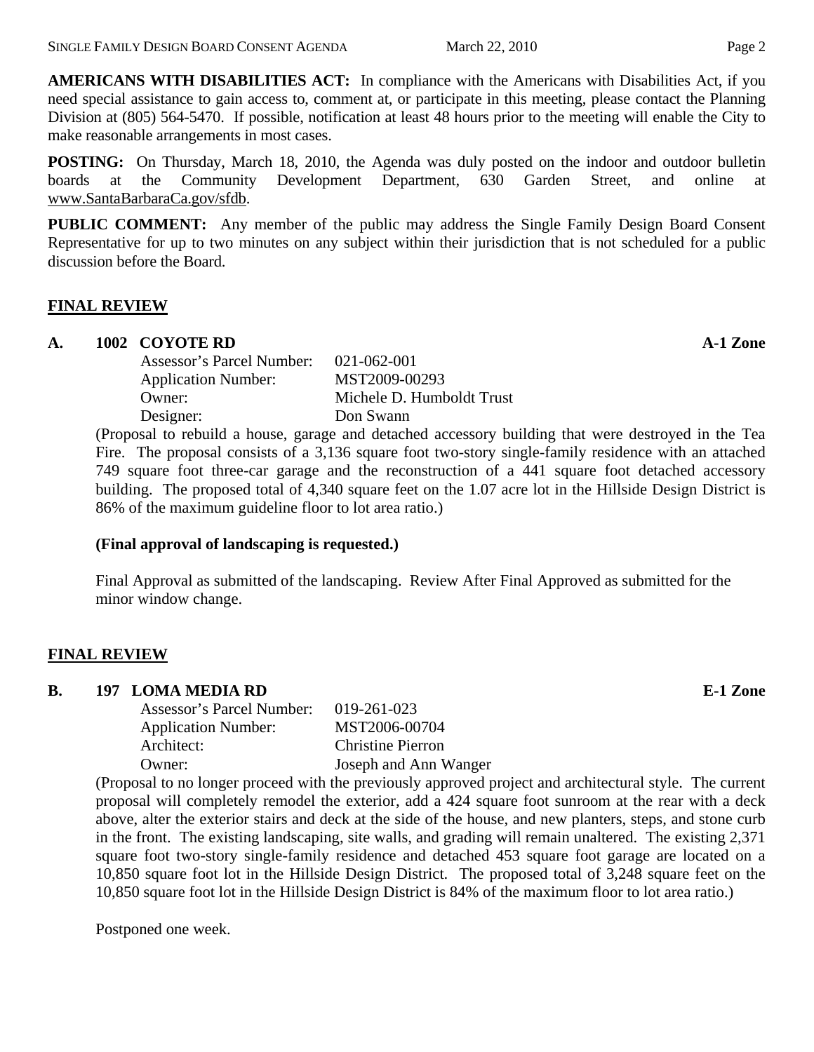**AMERICANS WITH DISABILITIES ACT:** In compliance with the Americans with Disabilities Act, if you need special assistance to gain access to, comment at, or participate in this meeting, please contact the Planning Division at (805) 564-5470. If possible, notification at least 48 hours prior to the meeting will enable the City to make reasonable arrangements in most cases.

**POSTING:** On Thursday, March 18, 2010, the Agenda was duly posted on the indoor and outdoor bulletin boards at the Community Development Department, 630 Garden Street, and online at www.SantaBarbaraCa.gov/sfdb.

**PUBLIC COMMENT:** Any member of the public may address the Single Family Design Board Consent Representative for up to two minutes on any subject within their jurisdiction that is not scheduled for a public discussion before the Board.

## FINAL REVIEW

**A. 1002 COYOTE RD** **A-1 Zone**

Assessor's Parcel Number: 021-062-001
Application Number: MST2009-00293
Owner: Michele D. Humboldt Trust
Designer: Don Swann

(Proposal to rebuild a house, garage and detached accessory building that were destroyed in the Tea Fire. The proposal consists of a 3,136 square foot two-story single-family residence with an attached 749 square foot three-car garage and the reconstruction of a 441 square foot detached accessory building. The proposed total of 4,340 square feet on the 1.07 acre lot in the Hillside Design District is 86% of the maximum guideline floor to lot area ratio.)

**(Final approval of landscaping is requested.)**

Final Approval as submitted of the landscaping. Review After Final Approved as submitted for the minor window change.

## FINAL REVIEW

**B. 197 LOMA MEDIA RD** **E-1 Zone**

Assessor's Parcel Number: 019-261-023
Application Number: MST2006-00704
Architect: Christine Pierron
Owner: Joseph and Ann Wanger

(Proposal to no longer proceed with the previously approved project and architectural style. The current proposal will completely remodel the exterior, add a 424 square foot sunroom at the rear with a deck above, alter the exterior stairs and deck at the side of the house, and new planters, steps, and stone curb in the front. The existing landscaping, site walls, and grading will remain unaltered. The existing 2,371 square foot two-story single-family residence and detached 453 square foot garage are located on a 10,850 square foot lot in the Hillside Design District. The proposed total of 3,248 square feet on the 10,850 square foot lot in the Hillside Design District is 84% of the maximum floor to lot area ratio.)

Postponed one week.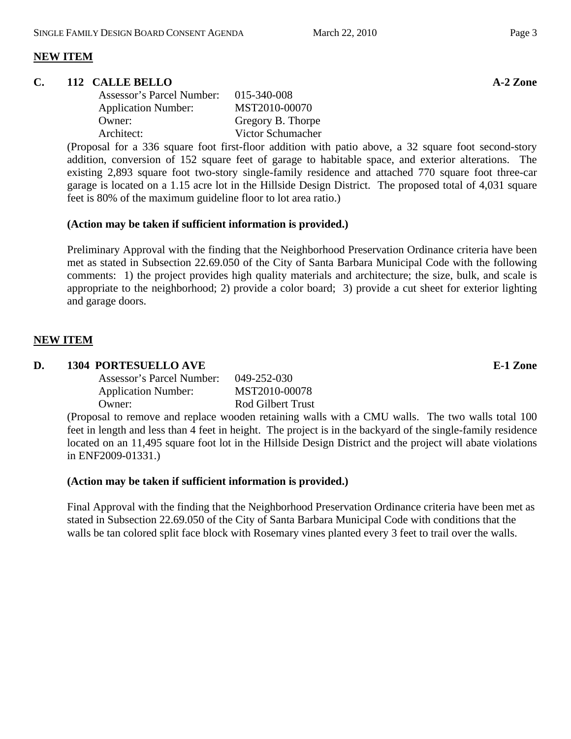## NEW ITEM

### C. 112 CALLE BELLO — A-2 Zone

| | |
|---|---|
| Assessor's Parcel Number: | 015-340-008 |
| Application Number: | MST2010-00070 |
| Owner: | Gregory B. Thorpe |
| Architect: | Victor Schumacher |

(Proposal for a 336 square foot first-floor addition with patio above, a 32 square foot second-story addition, conversion of 152 square feet of garage to habitable space, and exterior alterations. The existing 2,893 square foot two-story single-family residence and attached 770 square foot three-car garage is located on a 1.15 acre lot in the Hillside Design District. The proposed total of 4,031 square feet is 80% of the maximum guideline floor to lot area ratio.)

**(Action may be taken if sufficient information is provided.)**

Preliminary Approval with the finding that the Neighborhood Preservation Ordinance criteria have been met as stated in Subsection 22.69.050 of the City of Santa Barbara Municipal Code with the following comments: 1) the project provides high quality materials and architecture; the size, bulk, and scale is appropriate to the neighborhood; 2) provide a color board; 3) provide a cut sheet for exterior lighting and garage doors.

## NEW ITEM

### D. 1304 PORTESUELLO AVE — E-1 Zone

| | |
|---|---|
| Assessor's Parcel Number: | 049-252-030 |
| Application Number: | MST2010-00078 |
| Owner: | Rod Gilbert Trust |

(Proposal to remove and replace wooden retaining walls with a CMU walls. The two walls total 100 feet in length and less than 4 feet in height. The project is in the backyard of the single-family residence located on an 11,495 square foot lot in the Hillside Design District and the project will abate violations in ENF2009-01331.)

**(Action may be taken if sufficient information is provided.)**

Final Approval with the finding that the Neighborhood Preservation Ordinance criteria have been met as stated in Subsection 22.69.050 of the City of Santa Barbara Municipal Code with conditions that the walls be tan colored split face block with Rosemary vines planted every 3 feet to trail over the walls.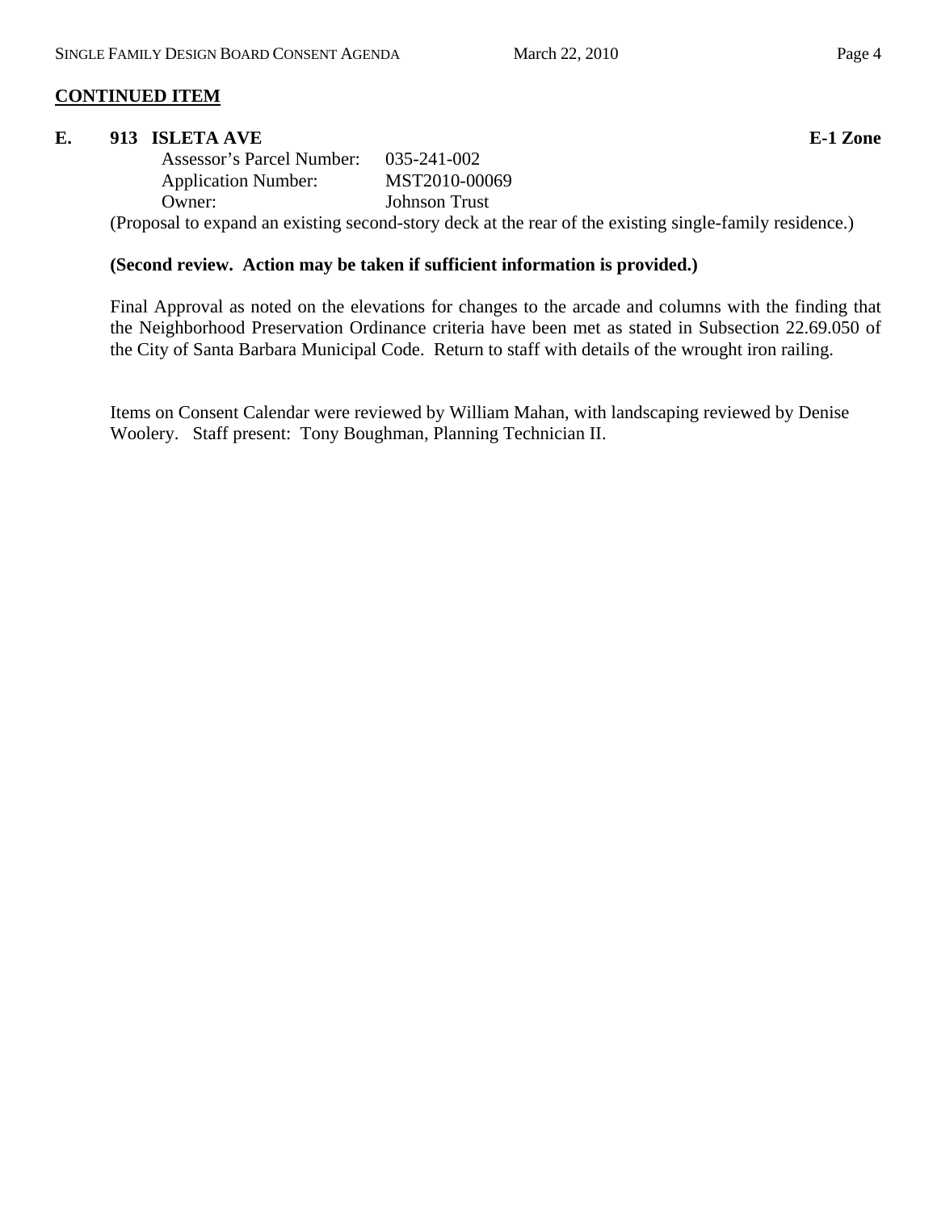## CONTINUED ITEM

### E. 913 ISLETA AVE — E-1 Zone

Assessor's Parcel Number: 035-241-002
Application Number: MST2010-00069
Owner: Johnson Trust

(Proposal to expand an existing second-story deck at the rear of the existing single-family residence.)

**(Second review. Action may be taken if sufficient information is provided.)**

Final Approval as noted on the elevations for changes to the arcade and columns with the finding that the Neighborhood Preservation Ordinance criteria have been met as stated in Subsection 22.69.050 of the City of Santa Barbara Municipal Code. Return to staff with details of the wrought iron railing.

Items on Consent Calendar were reviewed by William Mahan, with landscaping reviewed by Denise Woolery. Staff present: Tony Boughman, Planning Technician II.